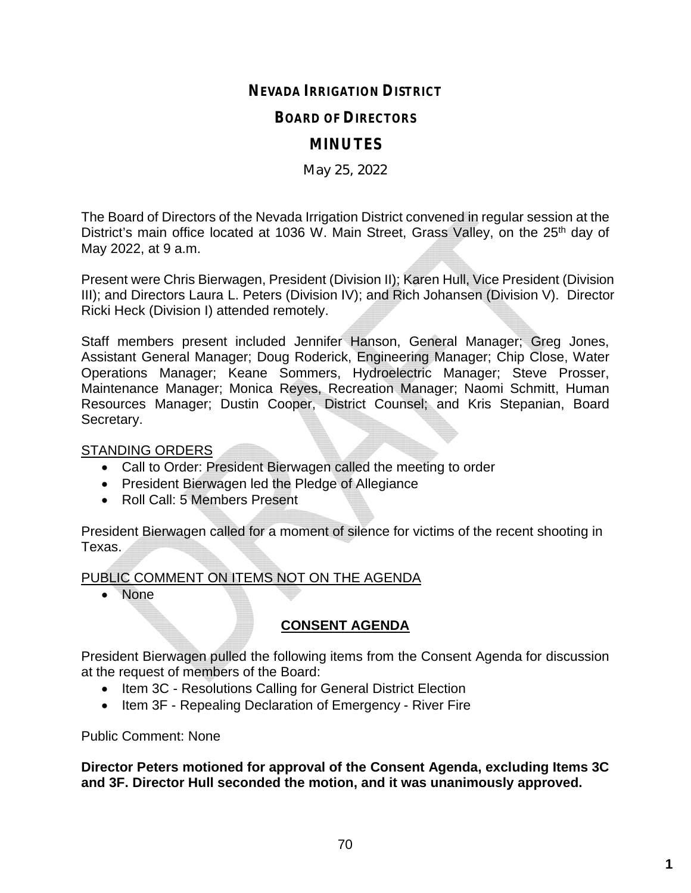# NEVADA IRRIGATION DISTRICT

## BOARD OF DIRECTORS

## MINUTES

May 25, 2022

The Board of Directors of the Nevada Irrigation District convened in regular session at the District's main office located at 1036 W. Main Street, Grass Valley, on the 25th day of May 2022, at 9 a.m.

Present were Chris Bierwagen, President (Division II); Karen Hull, Vice President (Division III); and Directors Laura L. Peters (Division IV); and Rich Johansen (Division V). Director Ricki Heck (Division I) attended remotely.

Staff members present included Jennifer Hanson, General Manager; Greg Jones, Assistant General Manager; Doug Roderick, Engineering Manager; Chip Close, Water Operations Manager; Keane Sommers, Hydroelectric Manager; Steve Prosser, Maintenance Manager; Monica Reyes, Recreation Manager; Naomi Schmitt, Human Resources Manager; Dustin Cooper, District Counsel; and Kris Stepanian, Board Secretary.

STANDING ORDERS

- Call to Order: President Bierwagen called the meeting to order
- President Bierwagen led the Pledge of Allegiance
- Roll Call: 5 Members Present

President Bierwagen called for a moment of silence for victims of the recent shooting in Texas.

PUBLIC COMMENT ON ITEMS NOT ON THE AGENDA

- None

**CONSENT AGENDA**

President Bierwagen pulled the following items from the Consent Agenda for discussion at the request of members of the Board:

- Item 3C - Resolutions Calling for General District Election
- Item 3F - Repealing Declaration of Emergency - River Fire

Public Comment: None

**Director Peters motioned for approval of the Consent Agenda, excluding Items 3C and 3F. Director Hull seconded the motion, and it was unanimously approved.**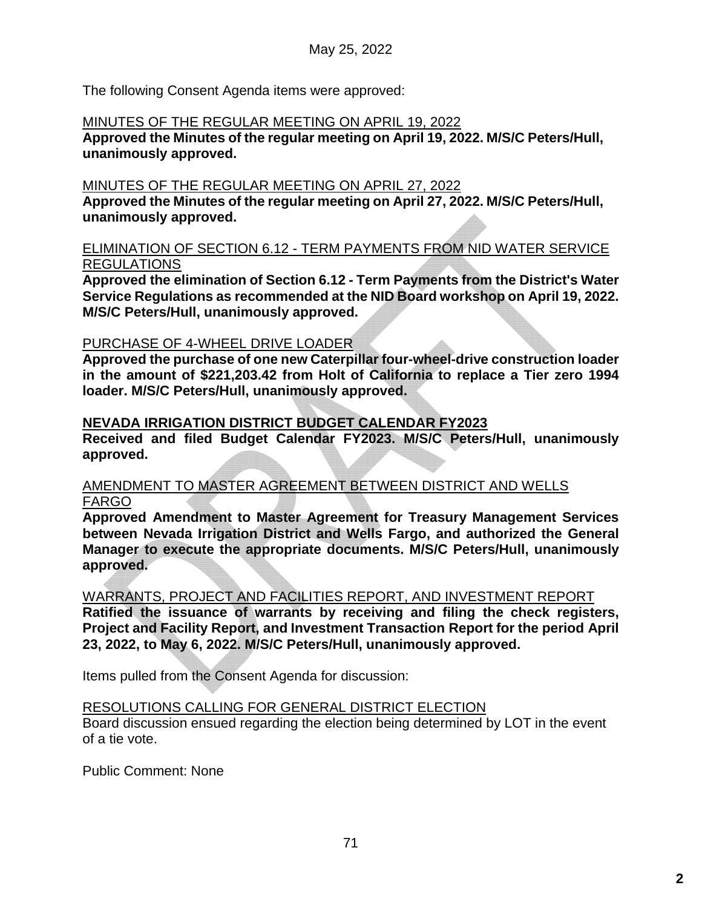May 25, 2022

The following Consent Agenda items were approved:

MINUTES OF THE REGULAR MEETING ON APRIL 19, 2022
**Approved the Minutes of the regular meeting on April 19, 2022. M/S/C Peters/Hull, unanimously approved.**

MINUTES OF THE REGULAR MEETING ON APRIL 27, 2022
**Approved the Minutes of the regular meeting on April 27, 2022. M/S/C Peters/Hull, unanimously approved.**

ELIMINATION OF SECTION 6.12 - TERM PAYMENTS FROM NID WATER SERVICE REGULATIONS
**Approved the elimination of Section 6.12 - Term Payments from the District's Water Service Regulations as recommended at the NID Board workshop on April 19, 2022. M/S/C Peters/Hull, unanimously approved.**

PURCHASE OF 4-WHEEL DRIVE LOADER
**Approved the purchase of one new Caterpillar four-wheel-drive construction loader in the amount of $221,203.42 from Holt of California to replace a Tier zero 1994 loader. M/S/C Peters/Hull, unanimously approved.**

**NEVADA IRRIGATION DISTRICT BUDGET CALENDAR FY2023**
**Received and filed Budget Calendar FY2023. M/S/C Peters/Hull, unanimously approved.**

AMENDMENT TO MASTER AGREEMENT BETWEEN DISTRICT AND WELLS FARGO
**Approved Amendment to Master Agreement for Treasury Management Services between Nevada Irrigation District and Wells Fargo, and authorized the General Manager to execute the appropriate documents. M/S/C Peters/Hull, unanimously approved.**

WARRANTS, PROJECT AND FACILITIES REPORT, AND INVESTMENT REPORT
**Ratified the issuance of warrants by receiving and filing the check registers, Project and Facility Report, and Investment Transaction Report for the period April 23, 2022, to May 6, 2022. M/S/C Peters/Hull, unanimously approved.**

Items pulled from the Consent Agenda for discussion:

RESOLUTIONS CALLING FOR GENERAL DISTRICT ELECTION
Board discussion ensued regarding the election being determined by LOT in the event of a tie vote.

Public Comment: None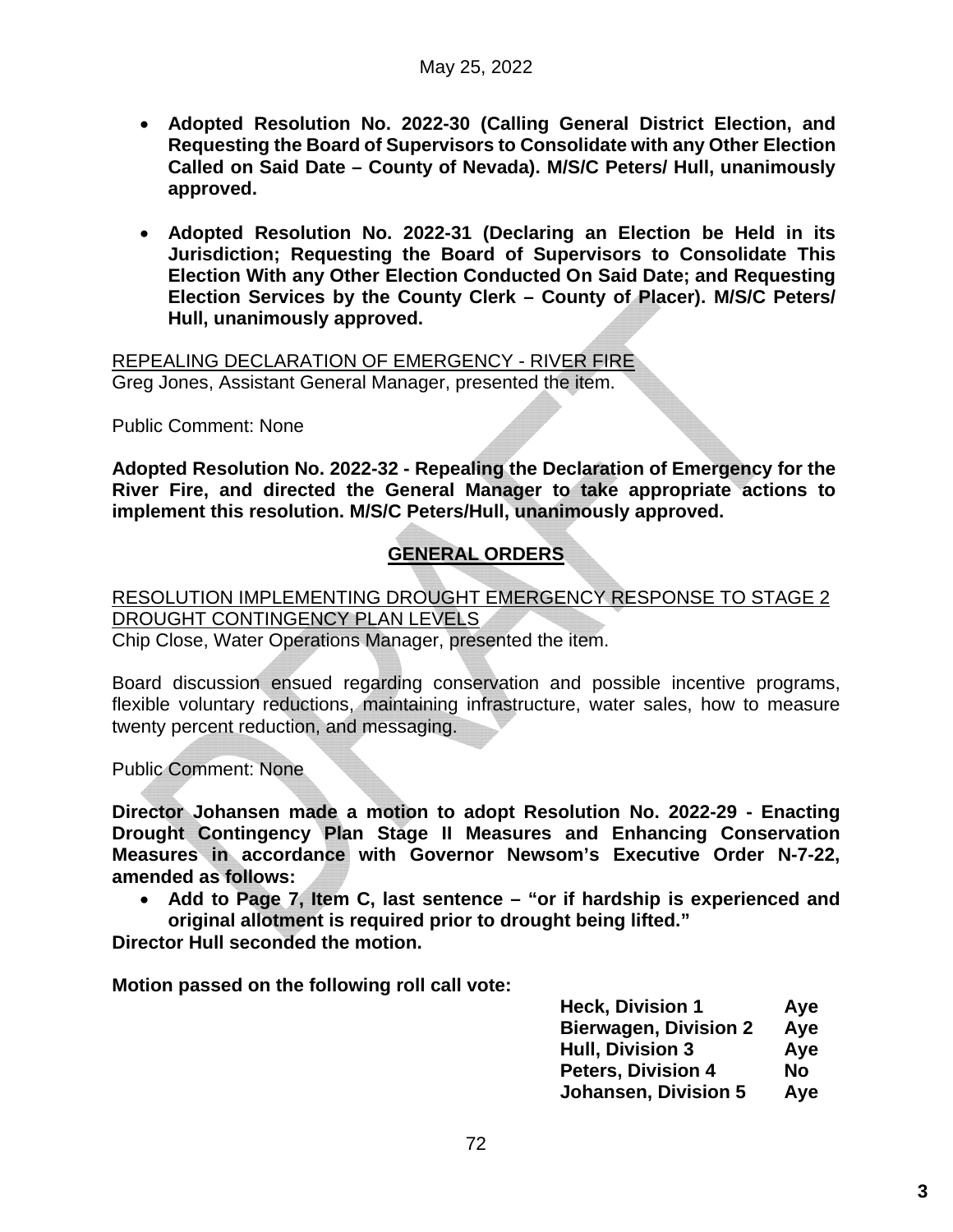- **Adopted Resolution No. 2022-30 (Calling General District Election, and Requesting the Board of Supervisors to Consolidate with any Other Election Called on Said Date – County of Nevada). M/S/C Peters/ Hull, unanimously approved.**

- **Adopted Resolution No. 2022-31 (Declaring an Election be Held in its Jurisdiction; Requesting the Board of Supervisors to Consolidate This Election With any Other Election Conducted On Said Date; and Requesting Election Services by the County Clerk – County of Placer). M/S/C Peters/ Hull, unanimously approved.**

REPEALING DECLARATION OF EMERGENCY - RIVER FIRE
Greg Jones, Assistant General Manager, presented the item.

Public Comment: None

**Adopted Resolution No. 2022-32 - Repealing the Declaration of Emergency for the River Fire, and directed the General Manager to take appropriate actions to implement this resolution. M/S/C Peters/Hull, unanimously approved.**

## GENERAL ORDERS

RESOLUTION IMPLEMENTING DROUGHT EMERGENCY RESPONSE TO STAGE 2 DROUGHT CONTINGENCY PLAN LEVELS
Chip Close, Water Operations Manager, presented the item.

Board discussion ensued regarding conservation and possible incentive programs, flexible voluntary reductions, maintaining infrastructure, water sales, how to measure twenty percent reduction, and messaging.

Public Comment: None

**Director Johansen made a motion to adopt Resolution No. 2022-29 - Enacting Drought Contingency Plan Stage II Measures and Enhancing Conservation Measures in accordance with Governor Newsom's Executive Order N-7-22, amended as follows:**

- **Add to Page 7, Item C, last sentence – "or if hardship is experienced and original allotment is required prior to drought being lifted."**

**Director Hull seconded the motion.**

**Motion passed on the following roll call vote:**

| | |
|---|---|
| **Heck, Division 1** | **Aye** |
| **Bierwagen, Division 2** | **Aye** |
| **Hull, Division 3** | **Aye** |
| **Peters, Division 4** | **No** |
| **Johansen, Division 5** | **Aye** |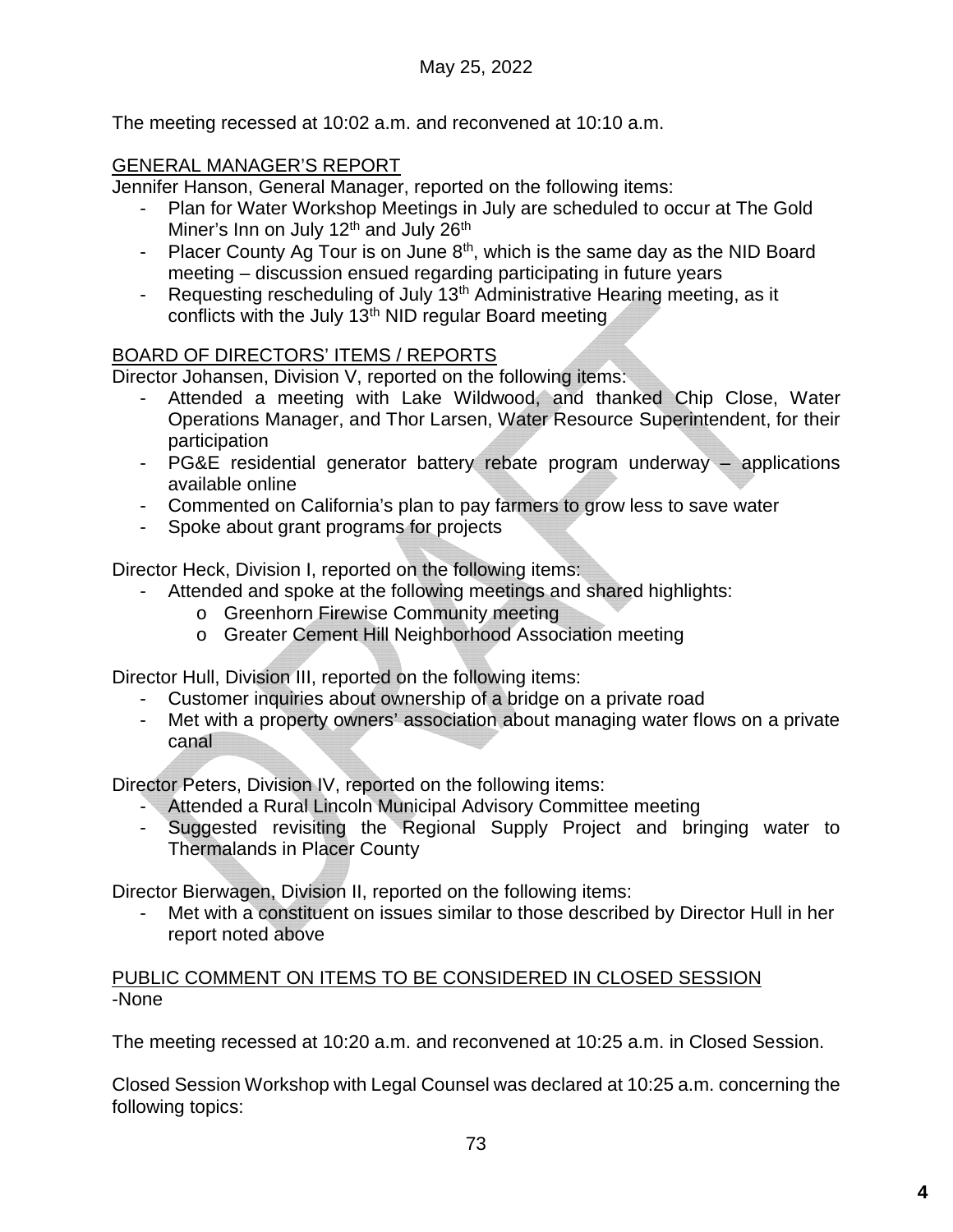The meeting recessed at 10:02 a.m. and reconvened at 10:10 a.m.

GENERAL MANAGER'S REPORT

Jennifer Hanson, General Manager, reported on the following items:

- Plan for Water Workshop Meetings in July are scheduled to occur at The Gold Miner's Inn on July 12th and July 26th
- Placer County Ag Tour is on June 8th, which is the same day as the NID Board meeting – discussion ensued regarding participating in future years
- Requesting rescheduling of July 13th Administrative Hearing meeting, as it conflicts with the July 13th NID regular Board meeting

BOARD OF DIRECTORS' ITEMS / REPORTS

Director Johansen, Division V, reported on the following items:

- Attended a meeting with Lake Wildwood, and thanked Chip Close, Water Operations Manager, and Thor Larsen, Water Resource Superintendent, for their participation
- PG&E residential generator battery rebate program underway – applications available online
- Commented on California's plan to pay farmers to grow less to save water
- Spoke about grant programs for projects

Director Heck, Division I, reported on the following items:

- Attended and spoke at the following meetings and shared highlights:
  - Greenhorn Firewise Community meeting
  - Greater Cement Hill Neighborhood Association meeting

Director Hull, Division III, reported on the following items:

- Customer inquiries about ownership of a bridge on a private road
- Met with a property owners' association about managing water flows on a private canal

Director Peters, Division IV, reported on the following items:

- Attended a Rural Lincoln Municipal Advisory Committee meeting
- Suggested revisiting the Regional Supply Project and bringing water to Thermalands in Placer County

Director Bierwagen, Division II, reported on the following items:

- Met with a constituent on issues similar to those described by Director Hull in her report noted above

PUBLIC COMMENT ON ITEMS TO BE CONSIDERED IN CLOSED SESSION

-None

The meeting recessed at 10:20 a.m. and reconvened at 10:25 a.m. in Closed Session.

Closed Session Workshop with Legal Counsel was declared at 10:25 a.m. concerning the following topics: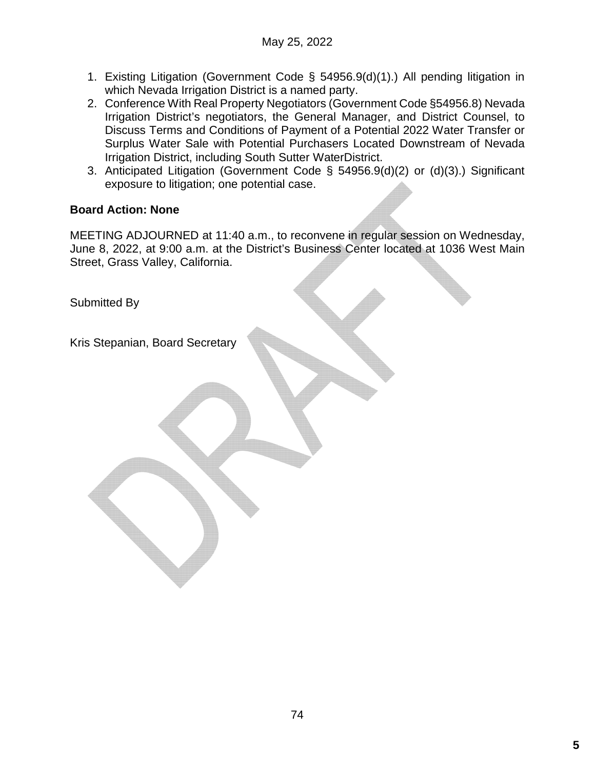1. Existing Litigation (Government Code § 54956.9(d)(1).) All pending litigation in which Nevada Irrigation District is a named party.
2. Conference With Real Property Negotiators (Government Code §54956.8) Nevada Irrigation District's negotiators, the General Manager, and District Counsel, to Discuss Terms and Conditions of Payment of a Potential 2022 Water Transfer or Surplus Water Sale with Potential Purchasers Located Downstream of Nevada Irrigation District, including South Sutter WaterDistrict.
3. Anticipated Litigation (Government Code § 54956.9(d)(2) or (d)(3).) Significant exposure to litigation; one potential case.

**Board Action: None**

MEETING ADJOURNED at 11:40 a.m., to reconvene in regular session on Wednesday, June 8, 2022, at 9:00 a.m. at the District's Business Center located at 1036 West Main Street, Grass Valley, California.

Submitted By

Kris Stepanian, Board Secretary